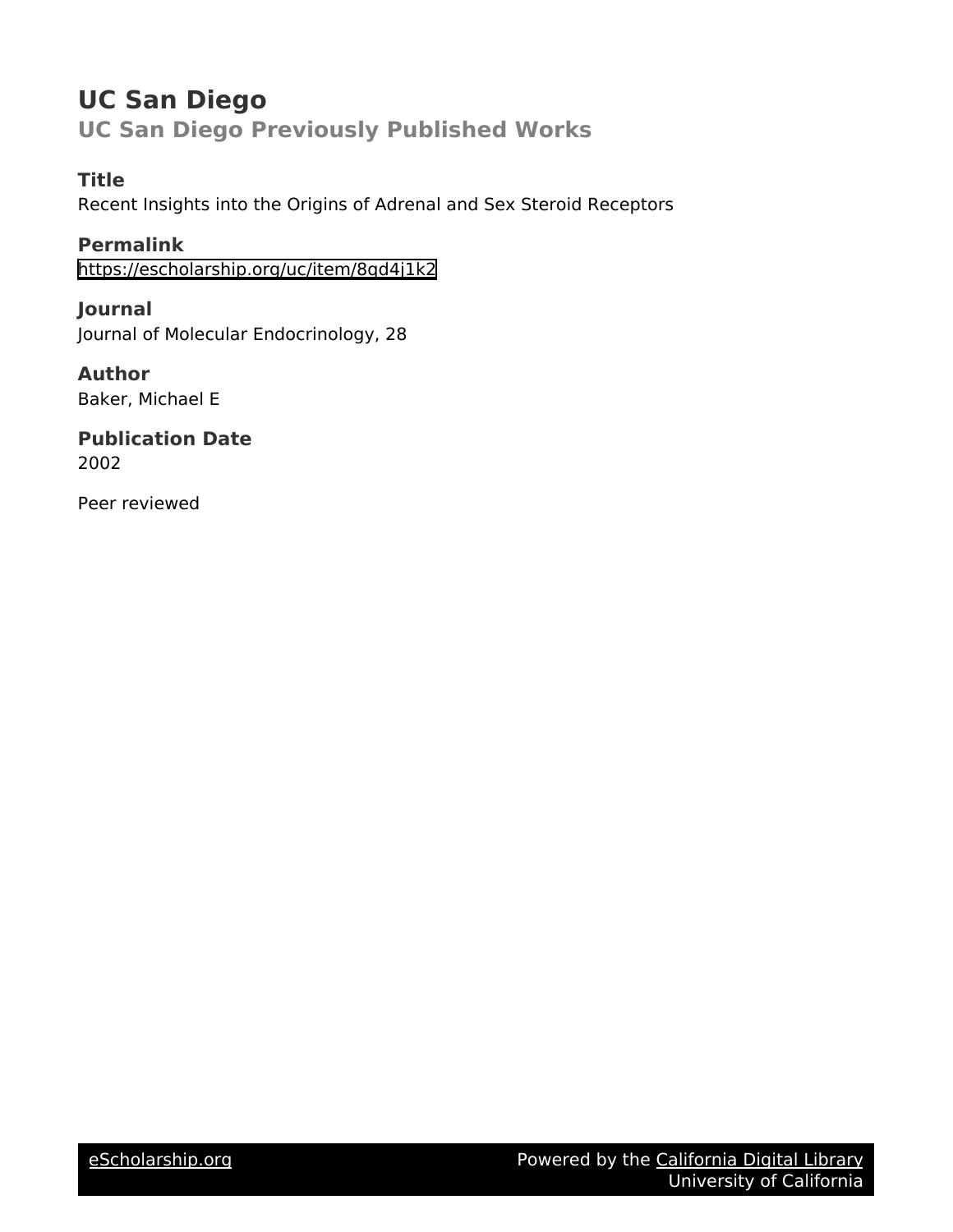# UC San Diego

## UC San Diego Previously Published Works

### Title

Recent Insights into the Origins of Adrenal and Sex Steroid Receptors

### Permalink

https://escholarship.org/uc/item/8gd4j1k2

### Journal

Journal of Molecular Endocrinology, 28

### Author

Baker, Michael E

### Publication Date

2002

Peer reviewed

eScholarship.org Powered by the California Digital Library University of California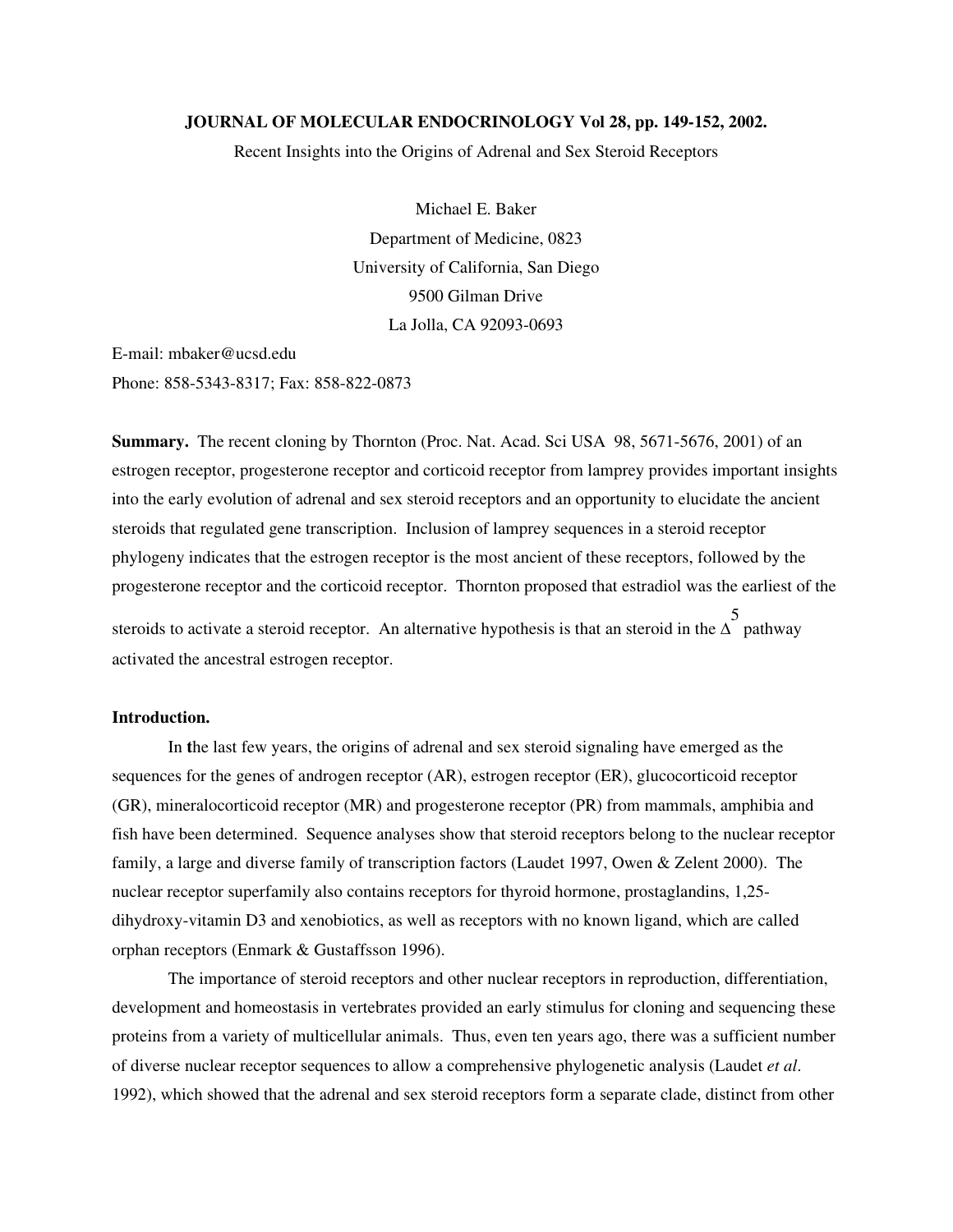**JOURNAL OF MOLECULAR ENDOCRINOLOGY Vol 28, pp. 149-152, 2002.**

Recent Insights into the Origins of Adrenal and Sex Steroid Receptors

Michael E. Baker

Department of Medicine, 0823

University of California, San Diego

9500 Gilman Drive

La Jolla, CA 92093-0693

E-mail: mbaker@ucsd.edu

Phone: 858-5343-8317; Fax: 858-822-0873

**Summary.** The recent cloning by Thornton (Proc. Nat. Acad. Sci USA 98, 5671-5676, 2001) of an estrogen receptor, progesterone receptor and corticoid receptor from lamprey provides important insights into the early evolution of adrenal and sex steroid receptors and an opportunity to elucidate the ancient steroids that regulated gene transcription. Inclusion of lamprey sequences in a steroid receptor phylogeny indicates that the estrogen receptor is the most ancient of these receptors, followed by the progesterone receptor and the corticoid receptor. Thornton proposed that estradiol was the earliest of the steroids to activate a steroid receptor. An alternative hypothesis is that an steroid in the $\Delta^5$ pathway activated the ancestral estrogen receptor.

**Introduction.**

In the last few years, the origins of adrenal and sex steroid signaling have emerged as the sequences for the genes of androgen receptor (AR), estrogen receptor (ER), glucocorticoid receptor (GR), mineralocorticoid receptor (MR) and progesterone receptor (PR) from mammals, amphibia and fish have been determined. Sequence analyses show that steroid receptors belong to the nuclear receptor family, a large and diverse family of transcription factors (Laudet 1997, Owen & Zelent 2000). The nuclear receptor superfamily also contains receptors for thyroid hormone, prostaglandins, 1,25-dihydroxy-vitamin D3 and xenobiotics, as well as receptors with no known ligand, which are called orphan receptors (Enmark & Gustaffsson 1996).

The importance of steroid receptors and other nuclear receptors in reproduction, differentiation, development and homeostasis in vertebrates provided an early stimulus for cloning and sequencing these proteins from a variety of multicellular animals. Thus, even ten years ago, there was a sufficient number of diverse nuclear receptor sequences to allow a comprehensive phylogenetic analysis (Laudet *et al*. 1992), which showed that the adrenal and sex steroid receptors form a separate clade, distinct from other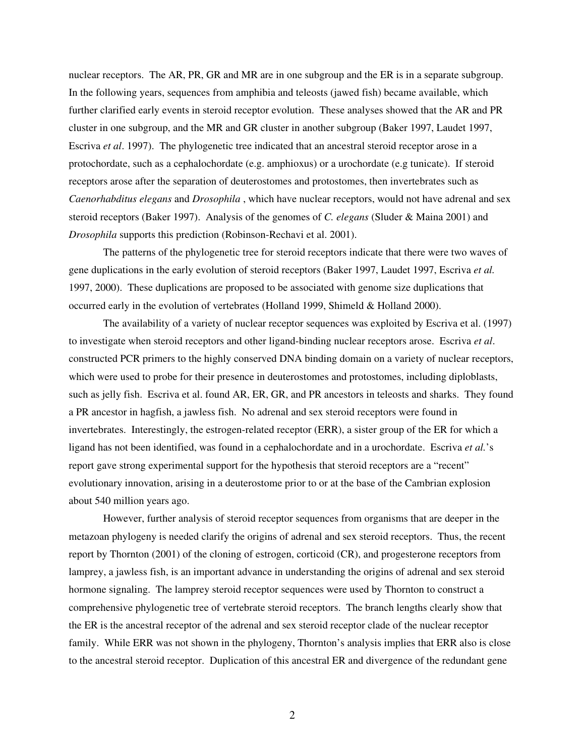nuclear receptors. The AR, PR, GR and MR are in one subgroup and the ER is in a separate subgroup. In the following years, sequences from amphibia and teleosts (jawed fish) became available, which further clarified early events in steroid receptor evolution. These analyses showed that the AR and PR cluster in one subgroup, and the MR and GR cluster in another subgroup (Baker 1997, Laudet 1997, Escriva *et al*. 1997). The phylogenetic tree indicated that an ancestral steroid receptor arose in a protochordate, such as a cephalochordate (e.g. amphioxus) or a urochordate (e.g tunicate). If steroid receptors arose after the separation of deuterostomes and protostomes, then invertebrates such as *Caenorhabditus elegans* and *Drosophila* , which have nuclear receptors, would not have adrenal and sex steroid receptors (Baker 1997). Analysis of the genomes of *C. elegans* (Sluder & Maina 2001) and *Drosophila* supports this prediction (Robinson-Rechavi et al. 2001).

The patterns of the phylogenetic tree for steroid receptors indicate that there were two waves of gene duplications in the early evolution of steroid receptors (Baker 1997, Laudet 1997, Escriva *et al.* 1997, 2000). These duplications are proposed to be associated with genome size duplications that occurred early in the evolution of vertebrates (Holland 1999, Shimeld & Holland 2000).

The availability of a variety of nuclear receptor sequences was exploited by Escriva et al. (1997) to investigate when steroid receptors and other ligand-binding nuclear receptors arose. Escriva *et al*. constructed PCR primers to the highly conserved DNA binding domain on a variety of nuclear receptors, which were used to probe for their presence in deuterostomes and protostomes, including diploblasts, such as jelly fish. Escriva et al. found AR, ER, GR, and PR ancestors in teleosts and sharks. They found a PR ancestor in hagfish, a jawless fish. No adrenal and sex steroid receptors were found in invertebrates. Interestingly, the estrogen-related receptor (ERR), a sister group of the ER for which a ligand has not been identified, was found in a cephalochordate and in a urochordate. Escriva *et al.*'s report gave strong experimental support for the hypothesis that steroid receptors are a "recent" evolutionary innovation, arising in a deuterostome prior to or at the base of the Cambrian explosion about 540 million years ago.

However, further analysis of steroid receptor sequences from organisms that are deeper in the metazoan phylogeny is needed clarify the origins of adrenal and sex steroid receptors. Thus, the recent report by Thornton (2001) of the cloning of estrogen, corticoid (CR), and progesterone receptors from lamprey, a jawless fish, is an important advance in understanding the origins of adrenal and sex steroid hormone signaling. The lamprey steroid receptor sequences were used by Thornton to construct a comprehensive phylogenetic tree of vertebrate steroid receptors. The branch lengths clearly show that the ER is the ancestral receptor of the adrenal and sex steroid receptor clade of the nuclear receptor family. While ERR was not shown in the phylogeny, Thornton's analysis implies that ERR also is close to the ancestral steroid receptor. Duplication of this ancestral ER and divergence of the redundant gene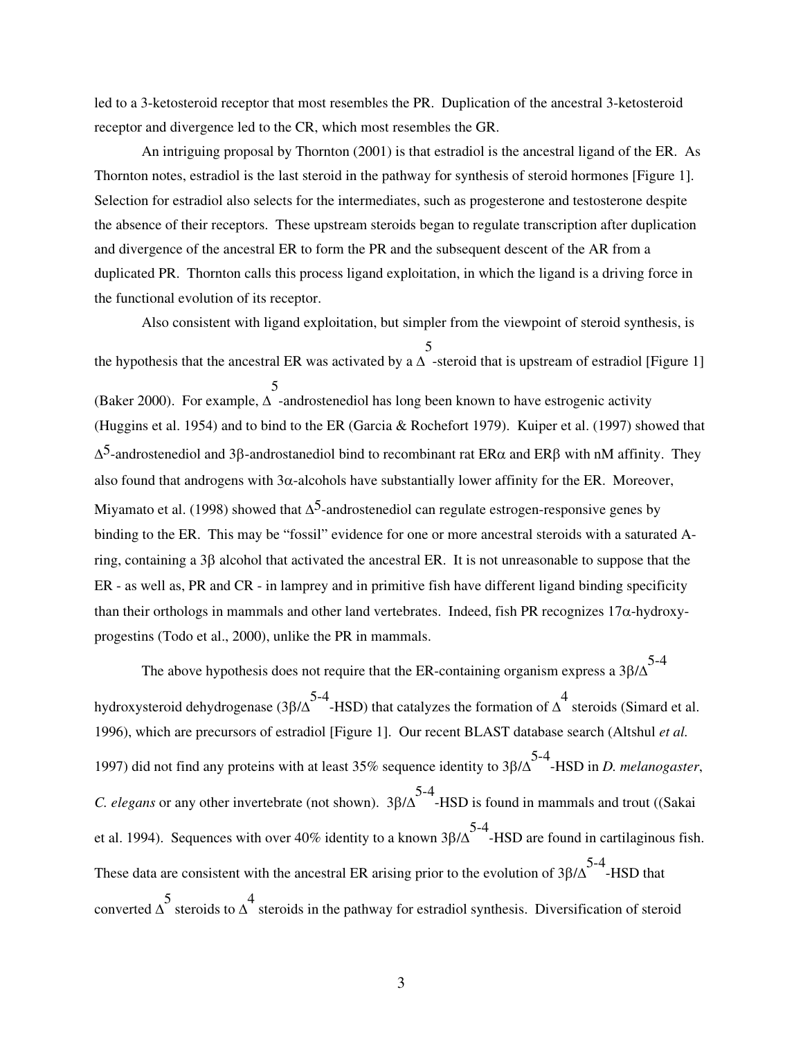led to a 3-ketosteroid receptor that most resembles the PR. Duplication of the ancestral 3-ketosteroid receptor and divergence led to the CR, which most resembles the GR.

An intriguing proposal by Thornton (2001) is that estradiol is the ancestral ligand of the ER. As Thornton notes, estradiol is the last steroid in the pathway for synthesis of steroid hormones [Figure 1]. Selection for estradiol also selects for the intermediates, such as progesterone and testosterone despite the absence of their receptors. These upstream steroids began to regulate transcription after duplication and divergence of the ancestral ER to form the PR and the subsequent descent of the AR from a duplicated PR. Thornton calls this process ligand exploitation, in which the ligand is a driving force in the functional evolution of its receptor.

Also consistent with ligand exploitation, but simpler from the viewpoint of steroid synthesis, is the hypothesis that the ancestral ER was activated by a $\Delta^5$-steroid that is upstream of estradiol [Figure 1] (Baker 2000). For example, $\Delta^5$-androstenediol has long been known to have estrogenic activity (Huggins et al. 1954) and to bind to the ER (Garcia & Rochefort 1979). Kuiper et al. (1997) showed that $\Delta^5$-androstenediol and 3β-androstanediol bind to recombinant rat ERα and ERβ with nM affinity. They also found that androgens with 3α-alcohols have substantially lower affinity for the ER. Moreover, Miyamoto et al. (1998) showed that $\Delta^5$-androstenediol can regulate estrogen-responsive genes by binding to the ER. This may be "fossil" evidence for one or more ancestral steroids with a saturated A-ring, containing a 3β alcohol that activated the ancestral ER. It is not unreasonable to suppose that the ER - as well as, PR and CR - in lamprey and in primitive fish have different ligand binding specificity than their orthologs in mammals and other land vertebrates. Indeed, fish PR recognizes 17α-hydroxy-progestins (Todo et al., 2000), unlike the PR in mammals.

The above hypothesis does not require that the ER-containing organism express a $3\beta/\Delta^{5-4}$ hydroxysteroid dehydrogenase ($3\beta/\Delta^{5-4}$-HSD) that catalyzes the formation of $\Delta^4$ steroids (Simard et al. 1996), which are precursors of estradiol [Figure 1]. Our recent BLAST database search (Altshul *et al.* 1997) did not find any proteins with at least 35% sequence identity to $3\beta/\Delta^{5-4}$-HSD in *D. melanogaster*, *C. elegans* or any other invertebrate (not shown). $3\beta/\Delta^{5-4}$-HSD is found in mammals and trout ((Sakai et al. 1994). Sequences with over 40% identity to a known $3\beta/\Delta^{5-4}$-HSD are found in cartilaginous fish. These data are consistent with the ancestral ER arising prior to the evolution of $3\beta/\Delta^{5-4}$-HSD that converted $\Delta^5$ steroids to $\Delta^4$ steroids in the pathway for estradiol synthesis. Diversification of steroid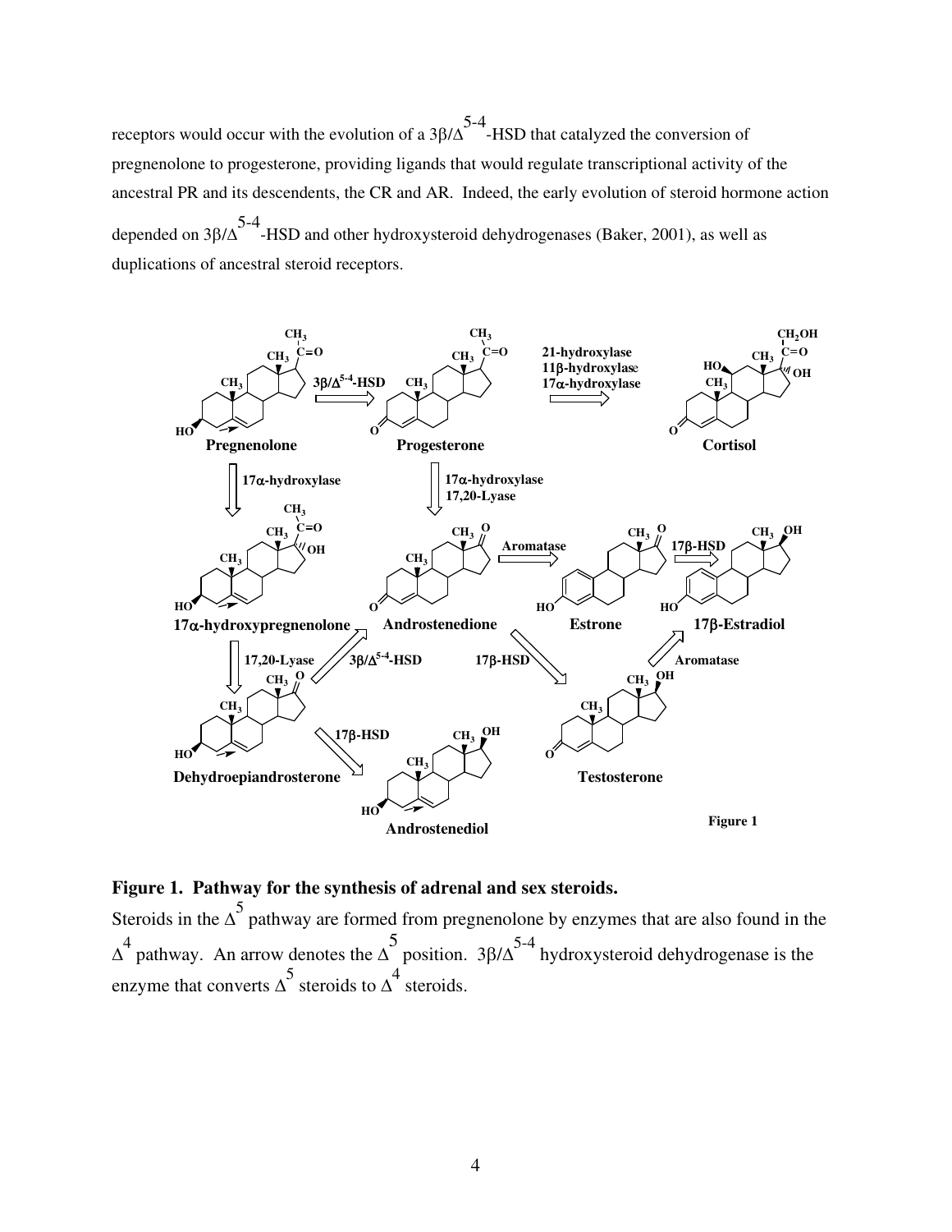receptors would occur with the evolution of a $3\beta/\Delta^{5\text{-}4}$-HSD that catalyzed the conversion of pregnenolone to progesterone, providing ligands that would regulate transcriptional activity of the ancestral PR and its descendents, the CR and AR. Indeed, the early evolution of steroid hormone action depended on $3\beta/\Delta^{5\text{-}4}$-HSD and other hydroxysteroid dehydrogenases (Baker, 2001), as well as duplications of ancestral steroid receptors.

**Figure 1. Pathway for the synthesis of adrenal and sex steroids.**
Steroids in the $\Delta^5$ pathway are formed from pregnenolone by enzymes that are also found in the $\Delta^4$ pathway. An arrow denotes the $\Delta^5$ position. $3\beta/\Delta^{5\text{-}4}$ hydroxysteroid dehydrogenase is the enzyme that converts $\Delta^5$ steroids to $\Delta^4$ steroids.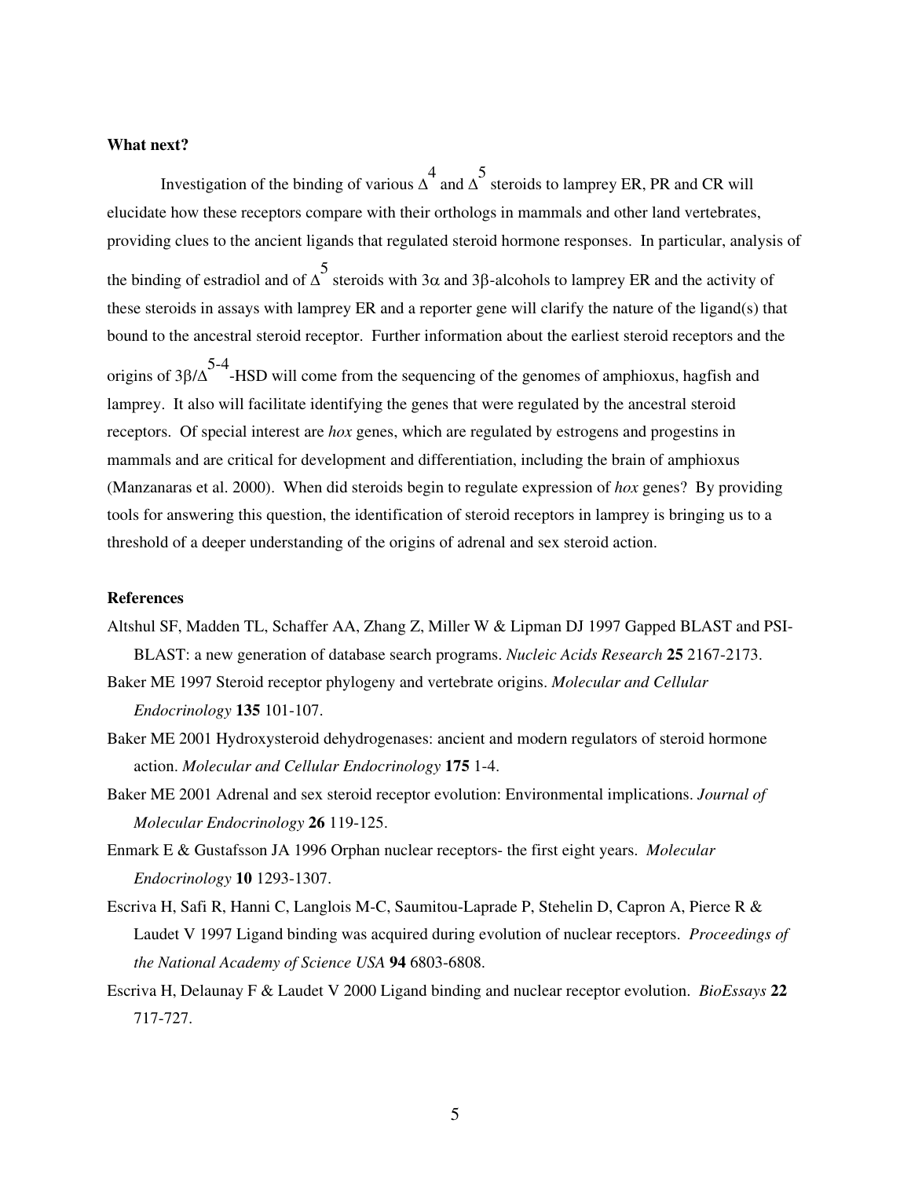**What next?**

Investigation of the binding of various $\Delta^4$ and $\Delta^5$ steroids to lamprey ER, PR and CR will elucidate how these receptors compare with their orthologs in mammals and other land vertebrates, providing clues to the ancient ligands that regulated steroid hormone responses. In particular, analysis of the binding of estradiol and of $\Delta^5$ steroids with $3\alpha$ and $3\beta$-alcohols to lamprey ER and the activity of these steroids in assays with lamprey ER and a reporter gene will clarify the nature of the ligand(s) that bound to the ancestral steroid receptor. Further information about the earliest steroid receptors and the origins of $3\beta/\Delta^{5\text{-}4}$-HSD will come from the sequencing of the genomes of amphioxus, hagfish and lamprey. It also will facilitate identifying the genes that were regulated by the ancestral steroid receptors. Of special interest are *hox* genes, which are regulated by estrogens and progestins in mammals and are critical for development and differentiation, including the brain of amphioxus (Manzanaras et al. 2000). When did steroids begin to regulate expression of *hox* genes? By providing tools for answering this question, the identification of steroid receptors in lamprey is bringing us to a threshold of a deeper understanding of the origins of adrenal and sex steroid action.

**References**

Altshul SF, Madden TL, Schaffer AA, Zhang Z, Miller W & Lipman DJ 1997 Gapped BLAST and PSI-BLAST: a new generation of database search programs. *Nucleic Acids Research* **25** 2167-2173.

Baker ME 1997 Steroid receptor phylogeny and vertebrate origins. *Molecular and Cellular Endocrinology* **135** 101-107.

Baker ME 2001 Hydroxysteroid dehydrogenases: ancient and modern regulators of steroid hormone action. *Molecular and Cellular Endocrinology* **175** 1-4.

Baker ME 2001 Adrenal and sex steroid receptor evolution: Environmental implications. *Journal of Molecular Endocrinology* **26** 119-125.

Enmark E & Gustafsson JA 1996 Orphan nuclear receptors- the first eight years. *Molecular Endocrinology* **10** 1293-1307.

Escriva H, Safi R, Hanni C, Langlois M-C, Saumitou-Laprade P, Stehelin D, Capron A, Pierce R & Laudet V 1997 Ligand binding was acquired during evolution of nuclear receptors. *Proceedings of the National Academy of Science USA* **94** 6803-6808.

Escriva H, Delaunay F & Laudet V 2000 Ligand binding and nuclear receptor evolution. *BioEssays* **22** 717-727.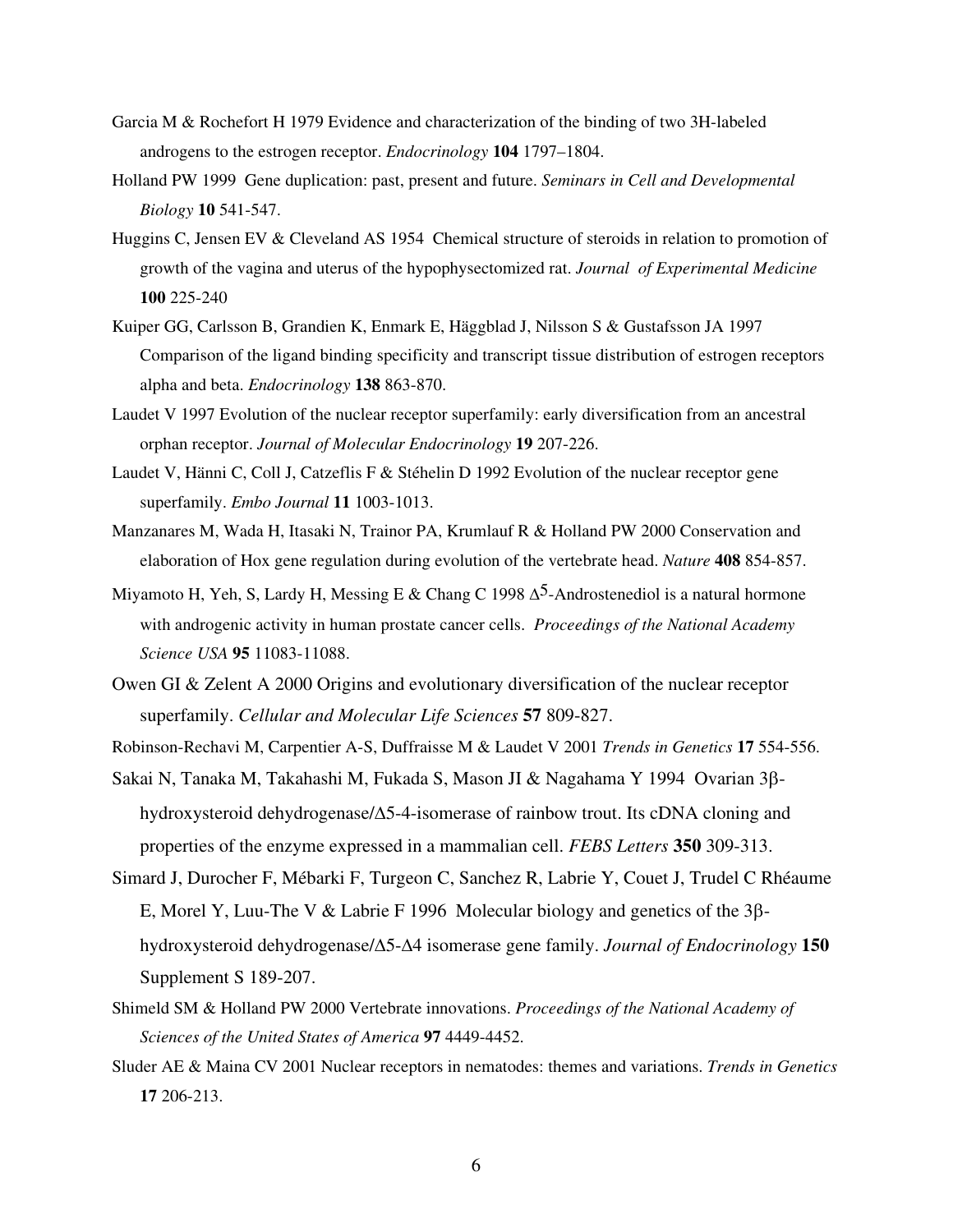Garcia M & Rochefort H 1979 Evidence and characterization of the binding of two 3H-labeled androgens to the estrogen receptor. *Endocrinology* **104** 1797–1804.

Holland PW 1999 Gene duplication: past, present and future. *Seminars in Cell and Developmental Biology* **10** 541-547.

Huggins C, Jensen EV & Cleveland AS 1954 Chemical structure of steroids in relation to promotion of growth of the vagina and uterus of the hypophysectomized rat. *Journal of Experimental Medicine* **100** 225-240

Kuiper GG, Carlsson B, Grandien K, Enmark E, Häggblad J, Nilsson S & Gustafsson JA 1997 Comparison of the ligand binding specificity and transcript tissue distribution of estrogen receptors alpha and beta. *Endocrinology* **138** 863-870.

Laudet V 1997 Evolution of the nuclear receptor superfamily: early diversification from an ancestral orphan receptor. *Journal of Molecular Endocrinology* **19** 207-226.

Laudet V, Hänni C, Coll J, Catzeflis F & Stéhelin D 1992 Evolution of the nuclear receptor gene superfamily. *Embo Journal* **11** 1003-1013.

Manzanares M, Wada H, Itasaki N, Trainor PA, Krumlauf R & Holland PW 2000 Conservation and elaboration of Hox gene regulation during evolution of the vertebrate head. *Nature* **408** 854-857.

Miyamoto H, Yeh, S, Lardy H, Messing E & Chang C 1998 $\Delta^5$-Androstenediol is a natural hormone with androgenic activity in human prostate cancer cells. *Proceedings of the National Academy Science USA* **95** 11083-11088.

Owen GI & Zelent A 2000 Origins and evolutionary diversification of the nuclear receptor superfamily. *Cellular and Molecular Life Sciences* **57** 809-827.

Robinson-Rechavi M, Carpentier A-S, Duffraisse M & Laudet V 2001 *Trends in Genetics* **17** 554-556.

Sakai N, Tanaka M, Takahashi M, Fukada S, Mason JI & Nagahama Y 1994 Ovarian 3β-hydroxysteroid dehydrogenase/Δ5-4-isomerase of rainbow trout. Its cDNA cloning and properties of the enzyme expressed in a mammalian cell. *FEBS Letters* **350** 309-313.

Simard J, Durocher F, Mébarki F, Turgeon C, Sanchez R, Labrie Y, Couet J, Trudel C Rhéaume E, Morel Y, Luu-The V & Labrie F 1996 Molecular biology and genetics of the 3β-hydroxysteroid dehydrogenase/Δ5-Δ4 isomerase gene family. *Journal of Endocrinology* **150** Supplement S 189-207.

Shimeld SM & Holland PW 2000 Vertebrate innovations. *Proceedings of the National Academy of Sciences of the United States of America* **97** 4449-4452.

Sluder AE & Maina CV 2001 Nuclear receptors in nematodes: themes and variations. *Trends in Genetics* **17** 206-213.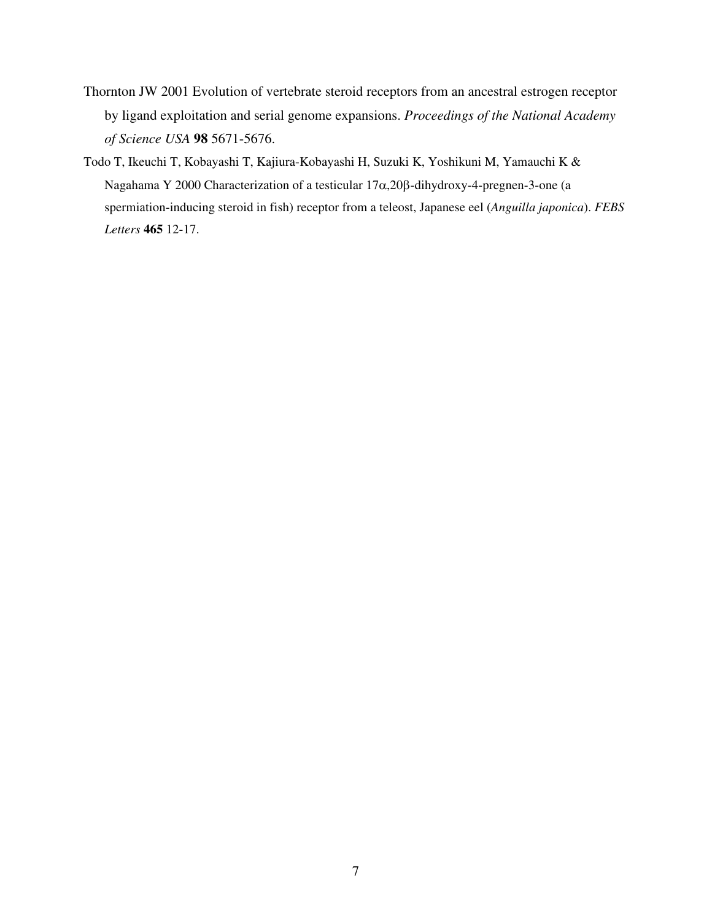Thornton JW 2001 Evolution of vertebrate steroid receptors from an ancestral estrogen receptor by ligand exploitation and serial genome expansions. *Proceedings of the National Academy of Science USA* **98** 5671-5676.

Todo T, Ikeuchi T, Kobayashi T, Kajiura-Kobayashi H, Suzuki K, Yoshikuni M, Yamauchi K & Nagahama Y 2000 Characterization of a testicular 17α,20β-dihydroxy-4-pregnen-3-one (a spermiation-inducing steroid in fish) receptor from a teleost, Japanese eel (*Anguilla japonica*). *FEBS Letters* **465** 12-17.